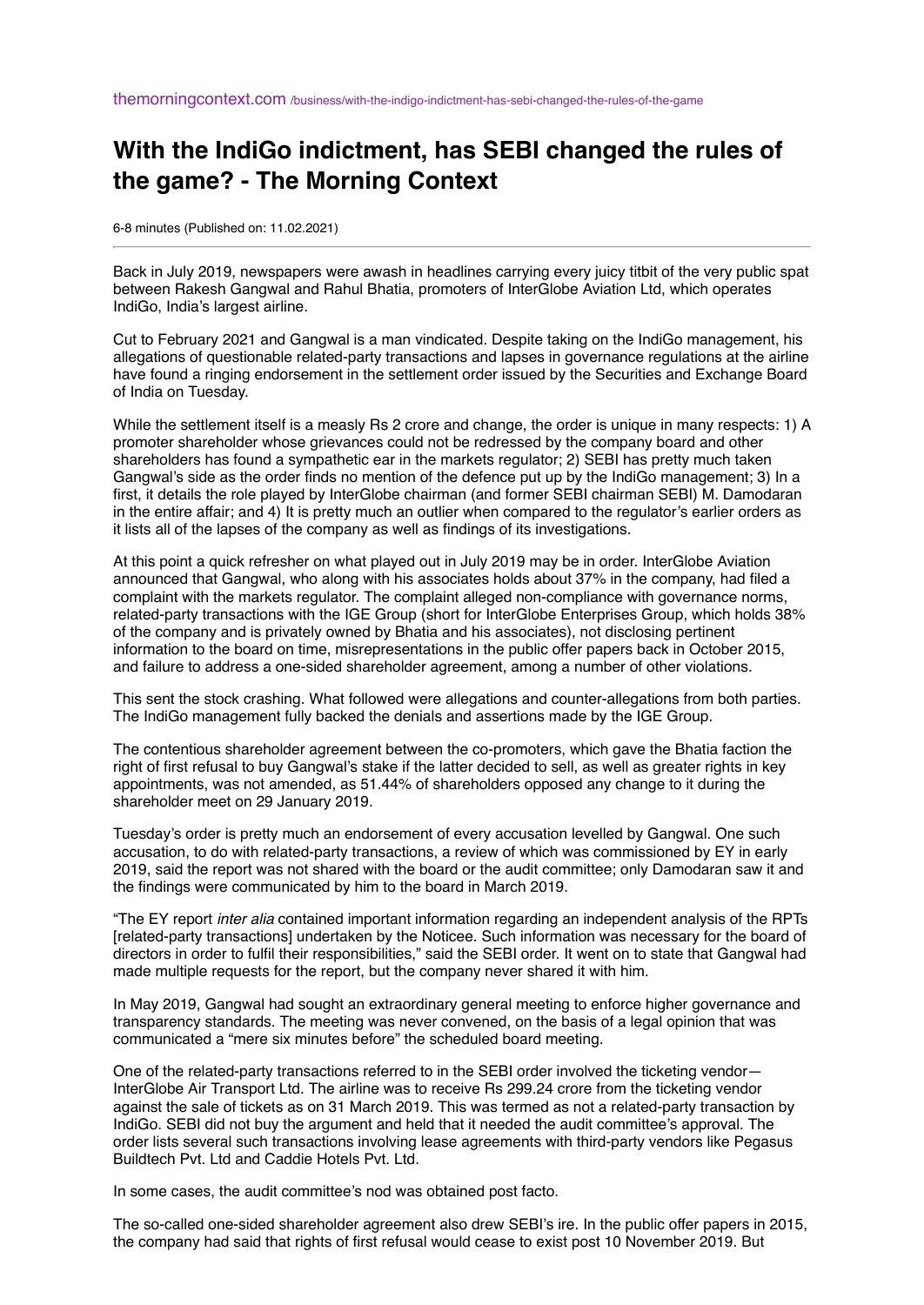themorningcontext.com /business/with-the-indigo-indictment-has-sebi-changed-the-rules-of-the-game

# With the IndiGo indictment, has SEBI changed the rules of the game? - The Morning Context

6-8 minutes (Published on: 11.02.2021)

---

Back in July 2019, newspapers were awash in headlines carrying every juicy titbit of the very public spat between Rakesh Gangwal and Rahul Bhatia, promoters of InterGlobe Aviation Ltd, which operates IndiGo, India's largest airline.

Cut to February 2021 and Gangwal is a man vindicated. Despite taking on the IndiGo management, his allegations of questionable related-party transactions and lapses in governance regulations at the airline have found a ringing endorsement in the settlement order issued by the Securities and Exchange Board of India on Tuesday.

While the settlement itself is a measly Rs 2 crore and change, the order is unique in many respects: 1) A promoter shareholder whose grievances could not be redressed by the company board and other shareholders has found a sympathetic ear in the markets regulator; 2) SEBI has pretty much taken Gangwal's side as the order finds no mention of the defence put up by the IndiGo management; 3) In a first, it details the role played by InterGlobe chairman (and former SEBI chairman SEBI) M. Damodaran in the entire affair; and 4) It is pretty much an outlier when compared to the regulator's earlier orders as it lists all of the lapses of the company as well as findings of its investigations.

At this point a quick refresher on what played out in July 2019 may be in order. InterGlobe Aviation announced that Gangwal, who along with his associates holds about 37% in the company, had filed a complaint with the markets regulator. The complaint alleged non-compliance with governance norms, related-party transactions with the IGE Group (short for InterGlobe Enterprises Group, which holds 38% of the company and is privately owned by Bhatia and his associates), not disclosing pertinent information to the board on time, misrepresentations in the public offer papers back in October 2015, and failure to address a one-sided shareholder agreement, among a number of other violations.

This sent the stock crashing. What followed were allegations and counter-allegations from both parties. The IndiGo management fully backed the denials and assertions made by the IGE Group.

The contentious shareholder agreement between the co-promoters, which gave the Bhatia faction the right of first refusal to buy Gangwal's stake if the latter decided to sell, as well as greater rights in key appointments, was not amended, as 51.44% of shareholders opposed any change to it during the shareholder meet on 29 January 2019.

Tuesday's order is pretty much an endorsement of every accusation levelled by Gangwal. One such accusation, to do with related-party transactions, a review of which was commissioned by EY in early 2019, said the report was not shared with the board or the audit committee; only Damodaran saw it and the findings were communicated by him to the board in March 2019.

"The EY report *inter alia* contained important information regarding an independent analysis of the RPTs [related-party transactions] undertaken by the Noticee. Such information was necessary for the board of directors in order to fulfil their responsibilities," said the SEBI order. It went on to state that Gangwal had made multiple requests for the report, but the company never shared it with him.

In May 2019, Gangwal had sought an extraordinary general meeting to enforce higher governance and transparency standards. The meeting was never convened, on the basis of a legal opinion that was communicated a "mere six minutes before" the scheduled board meeting.

One of the related-party transactions referred to in the SEBI order involved the ticketing vendor—InterGlobe Air Transport Ltd. The airline was to receive Rs 299.24 crore from the ticketing vendor against the sale of tickets as on 31 March 2019. This was termed as not a related-party transaction by IndiGo. SEBI did not buy the argument and held that it needed the audit committee's approval. The order lists several such transactions involving lease agreements with third-party vendors like Pegasus Buildtech Pvt. Ltd and Caddie Hotels Pvt. Ltd.

In some cases, the audit committee's nod was obtained post facto.

The so-called one-sided shareholder agreement also drew SEBI's ire. In the public offer papers in 2015, the company had said that rights of first refusal would cease to exist post 10 November 2019. But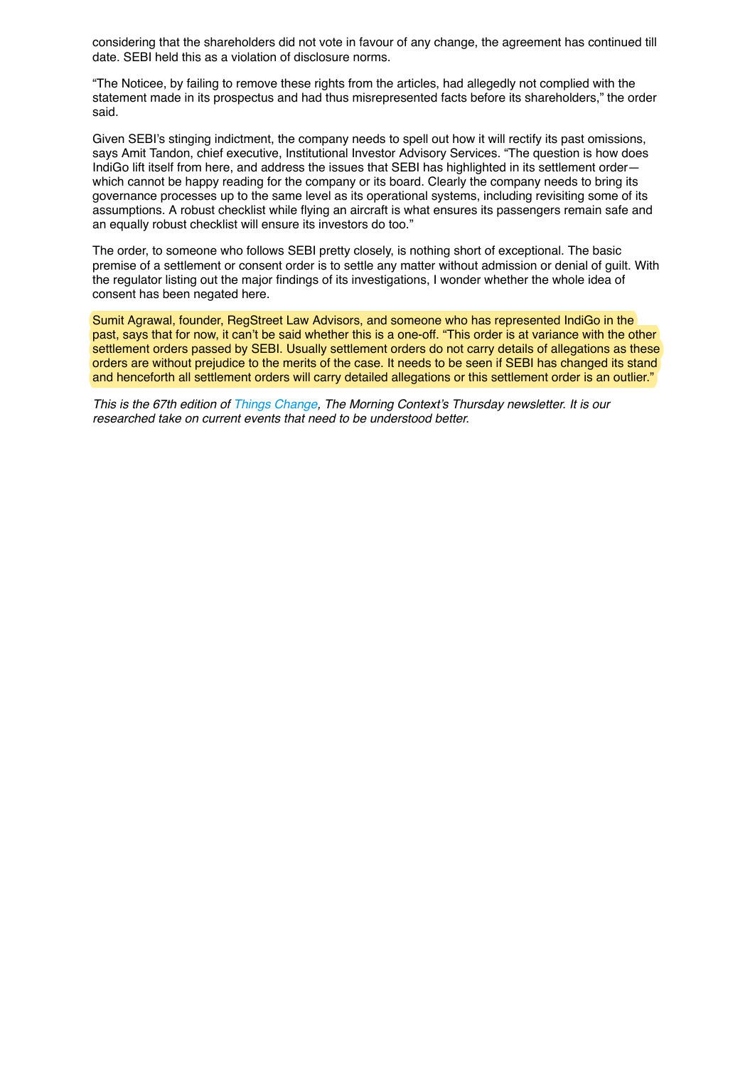considering that the shareholders did not vote in favour of any change, the agreement has continued till date. SEBI held this as a violation of disclosure norms.

"The Noticee, by failing to remove these rights from the articles, had allegedly not complied with the statement made in its prospectus and had thus misrepresented facts before its shareholders," the order said.

Given SEBI's stinging indictment, the company needs to spell out how it will rectify its past omissions, says Amit Tandon, chief executive, Institutional Investor Advisory Services. "The question is how does IndiGo lift itself from here, and address the issues that SEBI has highlighted in its settlement order—which cannot be happy reading for the company or its board. Clearly the company needs to bring its governance processes up to the same level as its operational systems, including revisiting some of its assumptions. A robust checklist while flying an aircraft is what ensures its passengers remain safe and an equally robust checklist will ensure its investors do too."

The order, to someone who follows SEBI pretty closely, is nothing short of exceptional. The basic premise of a settlement or consent order is to settle any matter without admission or denial of guilt. With the regulator listing out the major findings of its investigations, I wonder whether the whole idea of consent has been negated here.

Sumit Agrawal, founder, RegStreet Law Advisors, and someone who has represented IndiGo in the past, says that for now, it can't be said whether this is a one-off. "This order is at variance with the other settlement orders passed by SEBI. Usually settlement orders do not carry details of allegations as these orders are without prejudice to the merits of the case. It needs to be seen if SEBI has changed its stand and henceforth all settlement orders will carry detailed allegations or this settlement order is an outlier."

*This is the 67th edition of Things Change, The Morning Context's Thursday newsletter. It is our researched take on current events that need to be understood better.*